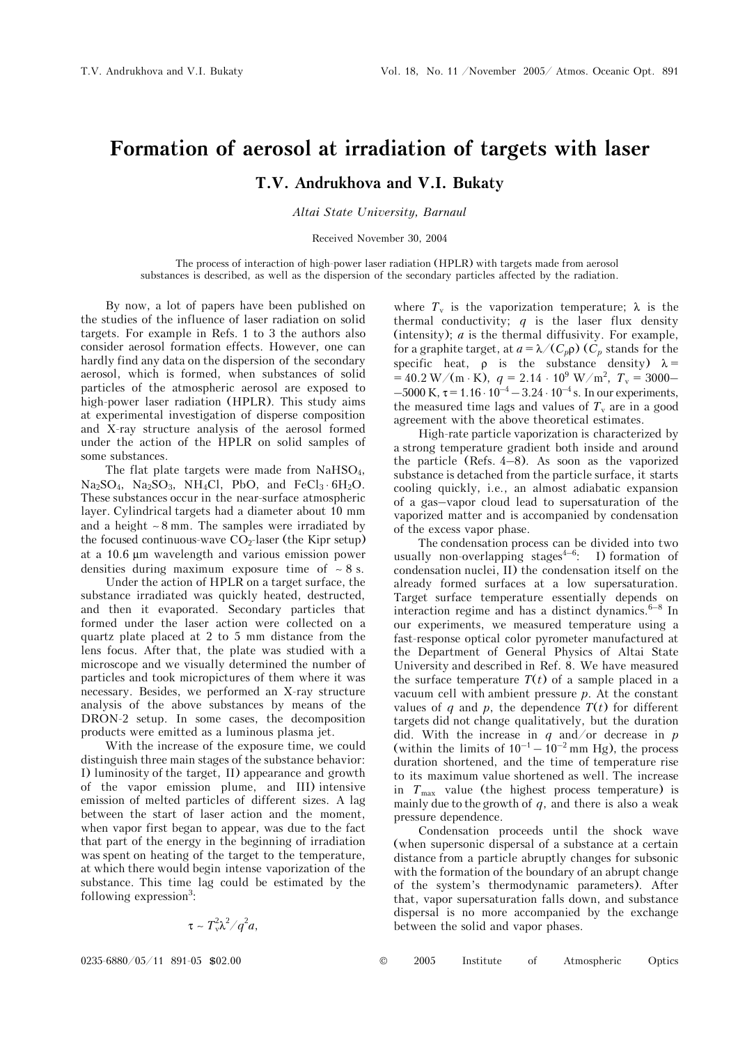# Formation of aerosol at irradiation of targets with laser

### T.V. Andrukhova and V.I. Bukaty

*Altai State University, Barnaul*

Received November 30, 2004

The process of interaction of high-power laser radiation (HPLR) with targets made from aerosol substances is described, as well as the dispersion of the secondary particles affected by the radiation.

By now, a lot of papers have been published on the studies of the influence of laser radiation on solid targets. For example in Refs. 1 to 3 the authors also consider aerosol formation effects. However, one can hardly find any data on the dispersion of the secondary aerosol, which is formed, when substances of solid particles of the atmospheric aerosol are exposed to high-power laser radiation (HPLR). This study aims at experimental investigation of disperse composition and X-ray structure analysis of the aerosol formed under the action of the HPLR on solid samples of some substances.

The flat plate targets were made from $NaHSO_4$, $Na_2SO_4$, $Na_2SO_3$, $NH_4Cl$, PbO, and $FeCl_3 \cdot 6H_2O$. These substances occur in the near-surface atmospheric layer. Cylindrical targets had a diameter about 10 mm and a height ~ 8 mm. The samples were irradiated by the focused continuous-wave $CO_2$-laser (the Kipr setup) at a 10.6 μm wavelength and various emission power densities during maximum exposure time of ~ 8 s.

Under the action of HPLR on a target surface, the substance irradiated was quickly heated, destructed, and then it evaporated. Secondary particles that formed under the laser action were collected on a quartz plate placed at 2 to 5 mm distance from the lens focus. After that, the plate was studied with a microscope and we visually determined the number of particles and took micropictures of them where it was necessary. Besides, we performed an X-ray structure analysis of the above substances by means of the DRON-2 setup. In some cases, the decomposition products were emitted as a luminous plasma jet.

With the increase of the exposure time, we could distinguish three main stages of the substance behavior: I) luminosity of the target, II) appearance and growth of the vapor emission plume, and III) intensive emission of melted particles of different sizes. A lag between the start of laser action and the moment, when vapor first began to appear, was due to the fact that part of the energy in the beginning of irradiation was spent on heating of the target to the temperature, at which there would begin intense vaporization of the substance. This time lag could be estimated by the following expression[3]:

$$\tau \sim T_v^2 \lambda^2 / q^2 a,$$

where $T_v$ is the vaporization temperature; $\lambda$ is the thermal conductivity; $q$ is the laser flux density (intensity); $a$ is the thermal diffusivity. For example, for a graphite target, at $a = \lambda/(C_p\rho)$ ($C_p$ stands for the specific heat, $\rho$ is the substance density) $\lambda = 40.2$ W/(m · K), $q = 2.14 \cdot 10^9$ W/m$^2$, $T_v = 3000$–$5000$ K, $\tau = 1.16 \cdot 10^{-4} - 3.24 \cdot 10^{-4}$ s. In our experiments, the measured time lags and values of $T_v$ are in a good agreement with the above theoretical estimates.

High-rate particle vaporization is characterized by a strong temperature gradient both inside and around the particle (Refs. 4–8). As soon as the vaporized substance is detached from the particle surface, it starts cooling quickly, i.e., an almost adiabatic expansion of a gas–vapor cloud lead to supersaturation of the vaporized matter and is accompanied by condensation of the excess vapor phase.

The condensation process can be divided into two usually non-overlapping stages[4–6]: I) formation of condensation nuclei, II) the condensation itself on the already formed surfaces at a low supersaturation. Target surface temperature essentially depends on interaction regime and has a distinct dynamics.[6–8] In our experiments, we measured temperature using a fast-response optical color pyrometer manufactured at the Department of General Physics of Altai State University and described in Ref. 8. We have measured the surface temperature $T(t)$ of a sample placed in a vacuum cell with ambient pressure $p$. At the constant values of $q$ and $p$, the dependence $T(t)$ for different targets did not change qualitatively, but the duration did. With the increase in $q$ and/or decrease in $p$ (within the limits of $10^{-1} - 10^{-2}$ mm Hg), the process duration shortened, and the time of temperature rise to its maximum value shortened as well. The increase in $T_{max}$ value (the highest process temperature) is mainly due to the growth of $q$, and there is also a weak pressure dependence.

Condensation proceeds until the shock wave (when supersonic dispersal of a substance at a certain distance from a particle abruptly changes for subsonic with the formation of the boundary of an abrupt change of the system's thermodynamic parameters). After that, vapor supersaturation falls down, and substance dispersal is no more accompanied by the exchange between the solid and vapor phases.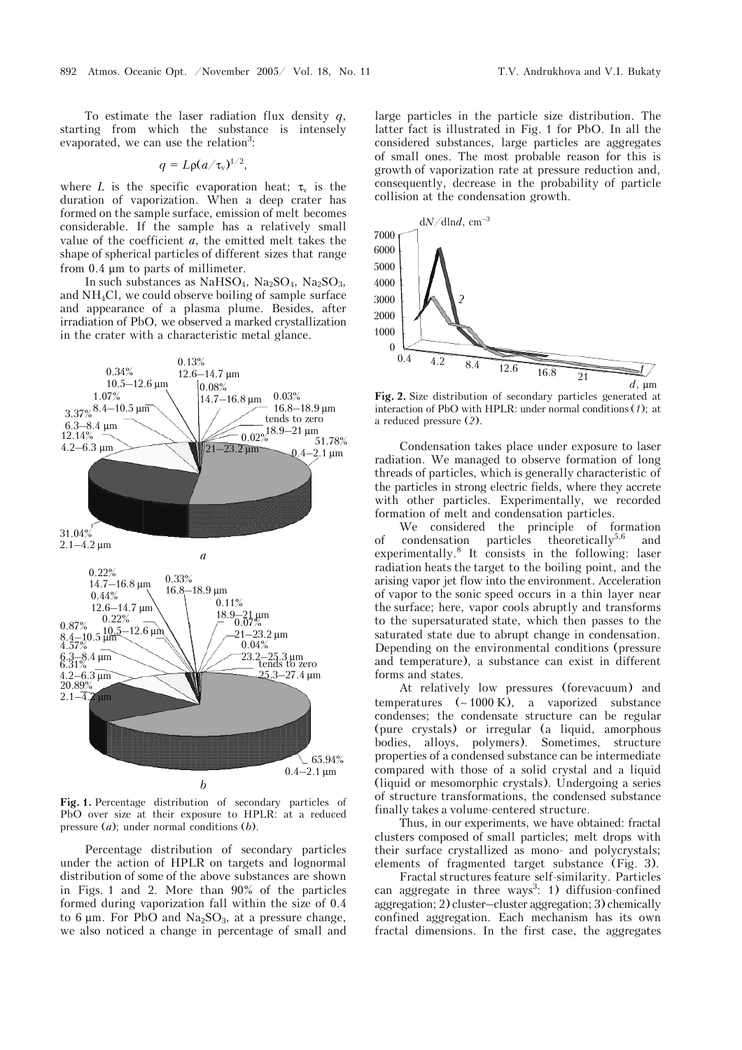To estimate the laser radiation flux density $q$, starting from which the substance is intensely evaporated, we can use the relation[3]:

$$q = L\rho(a/\tau_v)^{1/2},$$

where $L$ is the specific evaporation heat; $\tau_v$ is the duration of vaporization. When a deep crater has formed on the sample surface, emission of melt becomes considerable. If the sample has a relatively small value of the coefficient $a$, the emitted melt takes the shape of spherical particles of different sizes that range from 0.4 μm to parts of millimeter.

In such substances as $NaHSO_4$, $Na_2SO_4$, $Na_2SO_3$, and $NH_4Cl$, we could observe boiling of sample surface and appearance of a plasma plume. Besides, after irradiation of PbO, we observed a marked crystallization in the crater with a characteristic metal glance.

**Fig. 1.** Percentage distribution of secondary particles of PbO over size at their exposure to HPLR: at a reduced pressure (*a*); under normal conditions (*b*).

Percentage distribution of secondary particles under the action of HPLR on targets and lognormal distribution of some of the above substances are shown in Figs. 1 and 2. More than 90% of the particles formed during vaporization fall within the size of 0.4 to 6 μm. For PbO and $Na_2SO_3$, at a pressure change, we also noticed a change in percentage of small and large particles in the particle size distribution. The latter fact is illustrated in Fig. 1 for PbO. In all the considered substances, large particles are aggregates of small ones. The most probable reason for this is growth of vaporization rate at pressure reduction and, consequently, decrease in the probability of particle collision at the condensation growth.

**Fig. 2.** Size distribution of secondary particles generated at interaction of PbO with HPLR: under normal conditions (*1*); at a reduced pressure (*2*).

Condensation takes place under exposure to laser radiation. We managed to observe formation of long threads of particles, which is generally characteristic of the particles in strong electric fields, where they accrete with other particles. Experimentally, we recorded formation of melt and condensation particles.

We considered the principle of formation of condensation particles theoretically[5,6] and experimentally.[8] It consists in the following: laser radiation heats the target to the boiling point, and the arising vapor jet flow into the environment. Acceleration of vapor to the sonic speed occurs in a thin layer near the surface; here, vapor cools abruptly and transforms to the supersaturated state, which then passes to the saturated state due to abrupt change in condensation. Depending on the environmental conditions (pressure and temperature), a substance can exist in different forms and states.

At relatively low pressures (forevacuum) and temperatures (~ 1000 K), a vaporized substance condenses; the condensate structure can be regular (pure crystals) or irregular (a liquid, amorphous bodies, alloys, polymers). Sometimes, structure properties of a condensed substance can be intermediate compared with those of a solid crystal and a liquid (liquid or mesomorphic crystals). Undergoing a series of structure transformations, the condensed substance finally takes a volume-centered structure.

Thus, in our experiments, we have obtained: fractal clusters composed of small particles; melt drops with their surface crystallized as mono- and polycrystals; elements of fragmented target substance (Fig. 3).

Fractal structures feature self-similarity. Particles can aggregate in three ways[3]: 1) diffusion-confined aggregation; 2) cluster–cluster aggregation; 3) chemically confined aggregation. Each mechanism has its own fractal dimensions. In the first case, the aggregates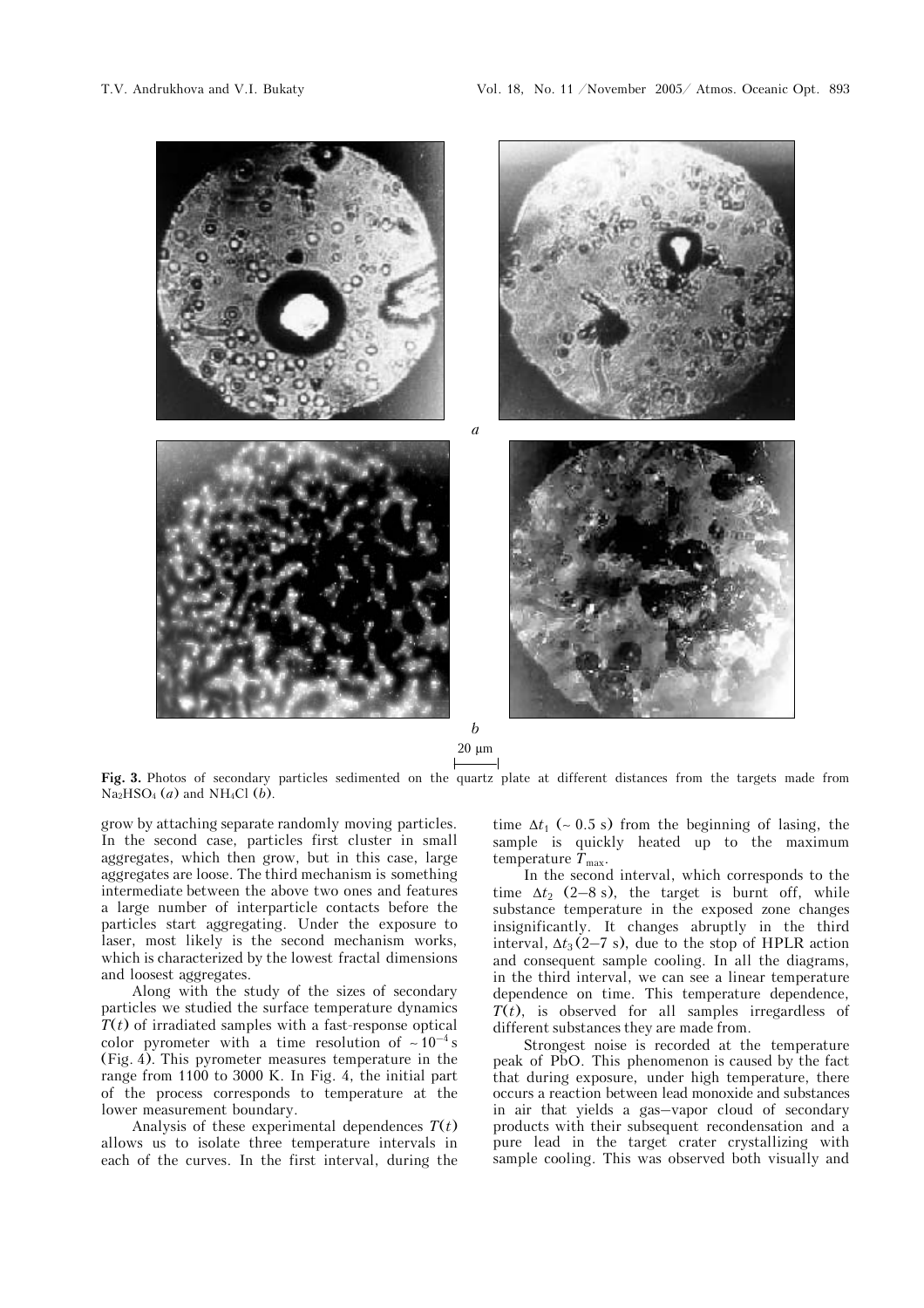**Fig. 3.** Photos of secondary particles sedimented on the quartz plate at different distances from the targets made from $Na_2HSO_4$ (*a*) and $NH_4Cl$ (*b*).

grow by attaching separate randomly moving particles. In the second case, particles first cluster in small aggregates, which then grow, but in this case, large aggregates are loose. The third mechanism is something intermediate between the above two ones and features a large number of interparticle contacts before the particles start aggregating. Under the exposure to laser, most likely is the second mechanism works, which is characterized by the lowest fractal dimensions and loosest aggregates.

Along with the study of the sizes of secondary particles we studied the surface temperature dynamics $T(t)$ of irradiated samples with a fast-response optical color pyrometer with a time resolution of $\sim 10^{-4}$ s (Fig. 4). This pyrometer measures temperature in the range from 1100 to 3000 K. In Fig. 4, the initial part of the process corresponds to temperature at the lower measurement boundary.

Analysis of these experimental dependences $T(t)$ allows us to isolate three temperature intervals in each of the curves. In the first interval, during the time $\Delta t_1$ ($\sim$ 0.5 s) from the beginning of lasing, the sample is quickly heated up to the maximum temperature $T_{max}$.

In the second interval, which corresponds to the time $\Delta t_2$ (2–8 s), the target is burnt off, while substance temperature in the exposed zone changes insignificantly. It changes abruptly in the third interval, $\Delta t_3$ (2–7 s), due to the stop of HPLR action and consequent sample cooling. In all the diagrams, in the third interval, we can see a linear temperature dependence on time. This temperature dependence, $T(t)$, is observed for all samples irregardless of different substances they are made from.

Strongest noise is recorded at the temperature peak of PbO. This phenomenon is caused by the fact that during exposure, under high temperature, there occurs a reaction between lead monoxide and substances in air that yields a gas–vapor cloud of secondary products with their subsequent recondensation and a pure lead in the target crater crystallizing with sample cooling. This was observed both visually and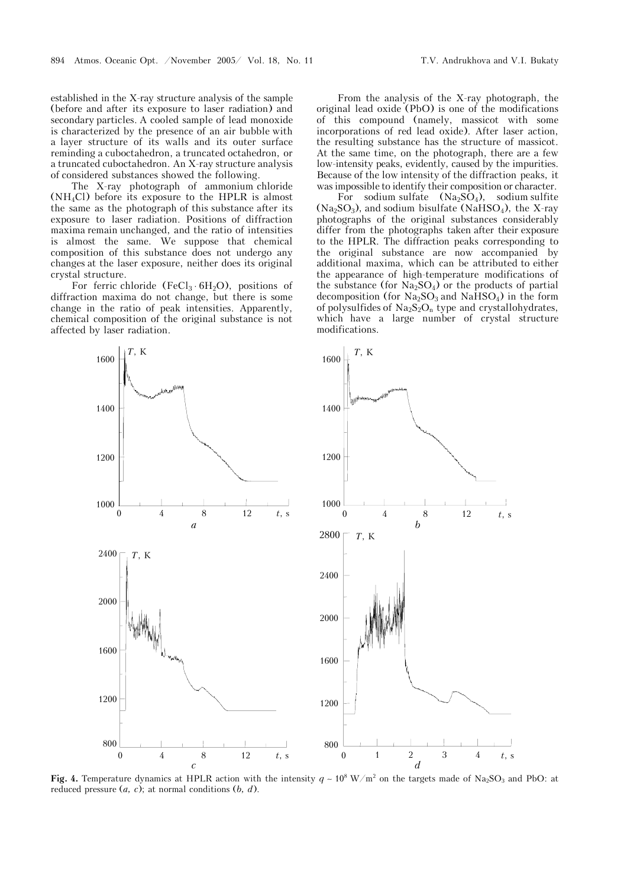established in the X-ray structure analysis of the sample (before and after its exposure to laser radiation) and secondary particles. A cooled sample of lead monoxide is characterized by the presence of an air bubble with a layer structure of its walls and its outer surface reminding a cuboctahedron, a truncated octahedron, or a truncated cuboctahedron. An X-ray structure analysis of considered substances showed the following.

The X-ray photograph of ammonium chloride ($NH_4Cl$) before its exposure to the HPLR is almost the same as the photograph of this substance after its exposure to laser radiation. Positions of diffraction maxima remain unchanged, and the ratio of intensities is almost the same. We suppose that chemical composition of this substance does not undergo any changes at the laser exposure, neither does its original crystal structure.

For ferric chloride ($FeCl_3 \cdot 6H_2O$), positions of diffraction maxima do not change, but there is some change in the ratio of peak intensities. Apparently, chemical composition of the original substance is not affected by laser radiation.

From the analysis of the X-ray photograph, the original lead oxide (PbO) is one of the modifications of this compound (namely, massicot with some incorporations of red lead oxide). After laser action, the resulting substance has the structure of massicot. At the same time, on the photograph, there are a few low-intensity peaks, evidently, caused by the impurities. Because of the low intensity of the diffraction peaks, it was impossible to identify their composition or character.

For sodium sulfate ($Na_2SO_4$), sodium sulfite ($Na_2SO_3$), and sodium bisulfate ($NaHSO_4$), the X-ray photographs of the original substances considerably differ from the photographs taken after their exposure to the HPLR. The diffraction peaks corresponding to the original substance are now accompanied by additional maxima, which can be attributed to either the appearance of high-temperature modifications of the substance (for $Na_2SO_4$) or the products of partial decomposition (for $Na_2SO_3$ and $NaHSO_4$) in the form of polysulfides of $Na_2S_2O_n$ type and crystallohydrates, which have a large number of crystal structure modifications.

**Fig. 4.** Temperature dynamics at HPLR action with the intensity $q \sim 10^8$ W/m$^2$ on the targets made of $Na_2SO_3$ and PbO: at reduced pressure (*a*, *c*); at normal conditions (*b*, *d*).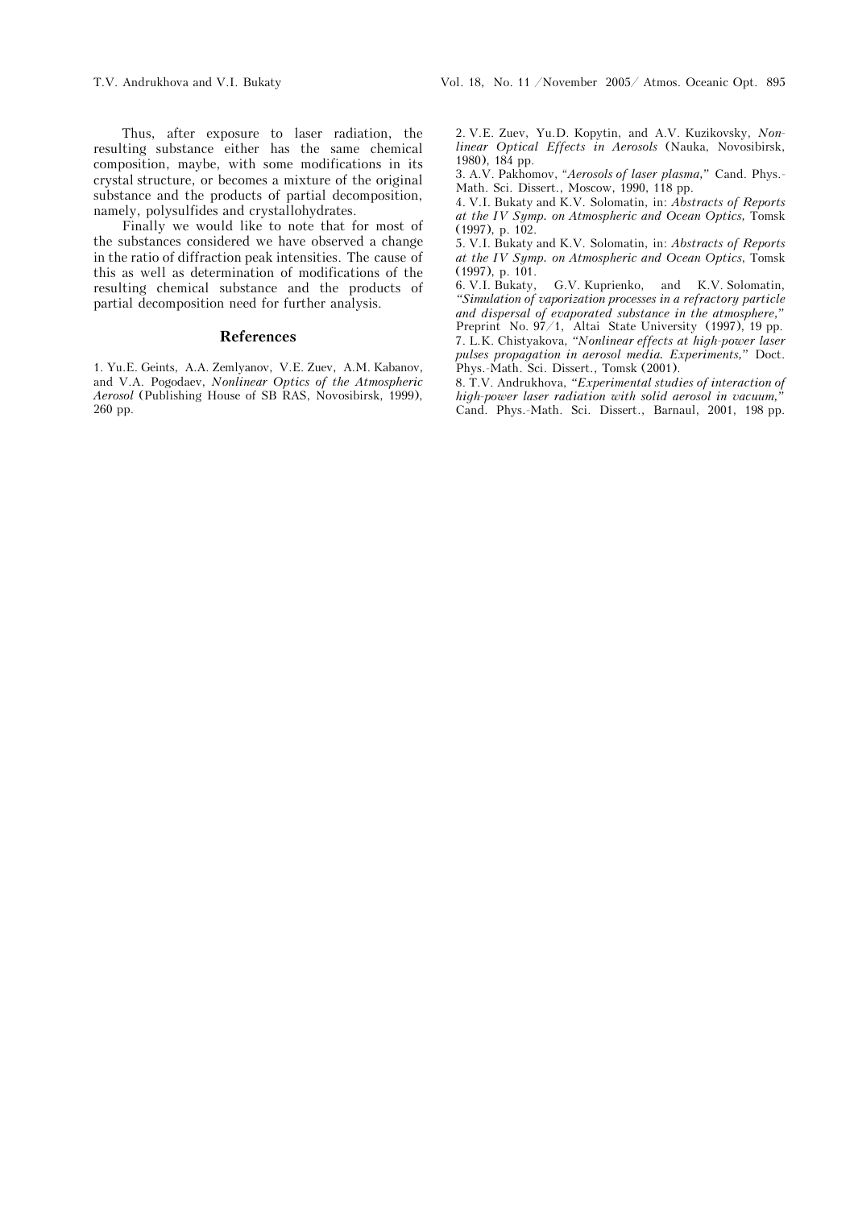Thus, after exposure to laser radiation, the resulting substance either has the same chemical composition, maybe, with some modifications in its crystal structure, or becomes a mixture of the original substance and the products of partial decomposition, namely, polysulfides and crystallohydrates.

Finally we would like to note that for most of the substances considered we have observed a change in the ratio of diffraction peak intensities. The cause of this as well as determination of modifications of the resulting chemical substance and the products of partial decomposition need for further analysis.

## References

1. Yu.E. Geints, A.A. Zemlyanov, V.E. Zuev, A.M. Kabanov, and V.A. Pogodaev, *Nonlinear Optics of the Atmospheric Aerosol* (Publishing House of SB RAS, Novosibirsk, 1999), 260 pp.
2. V.E. Zuev, Yu.D. Kopytin, and A.V. Kuzikovsky, *Nonlinear Optical Effects in Aerosols* (Nauka, Novosibirsk, 1980), 184 pp.
3. A.V. Pakhomov, "*Aerosols of laser plasma,*" Cand. Phys.-Math. Sci. Dissert., Moscow, 1990, 118 pp.
4. V.I. Bukaty and K.V. Solomatin, in: *Abstracts of Reports at the IV Symp. on Atmospheric and Ocean Optics*, Tomsk (1997), p. 102.
5. V.I. Bukaty and K.V. Solomatin, in: *Abstracts of Reports at the IV Symp. on Atmospheric and Ocean Optics*, Tomsk (1997), p. 101.
6. V.I. Bukaty, G.V. Kuprienko, and K.V. Solomatin, *"Simulation of vaporization processes in a refractory particle and dispersal of evaporated substance in the atmosphere,"* Preprint No. 97/1, Altai State University (1997), 19 pp.
7. L.K. Chistyakova, *"Nonlinear effects at high-power laser pulses propagation in aerosol media. Experiments,"* Doct. Phys.-Math. Sci. Dissert., Tomsk (2001).
8. T.V. Andrukhova, *"Experimental studies of interaction of high-power laser radiation with solid aerosol in vacuum,"* Cand. Phys.-Math. Sci. Dissert., Barnaul, 2001, 198 pp.